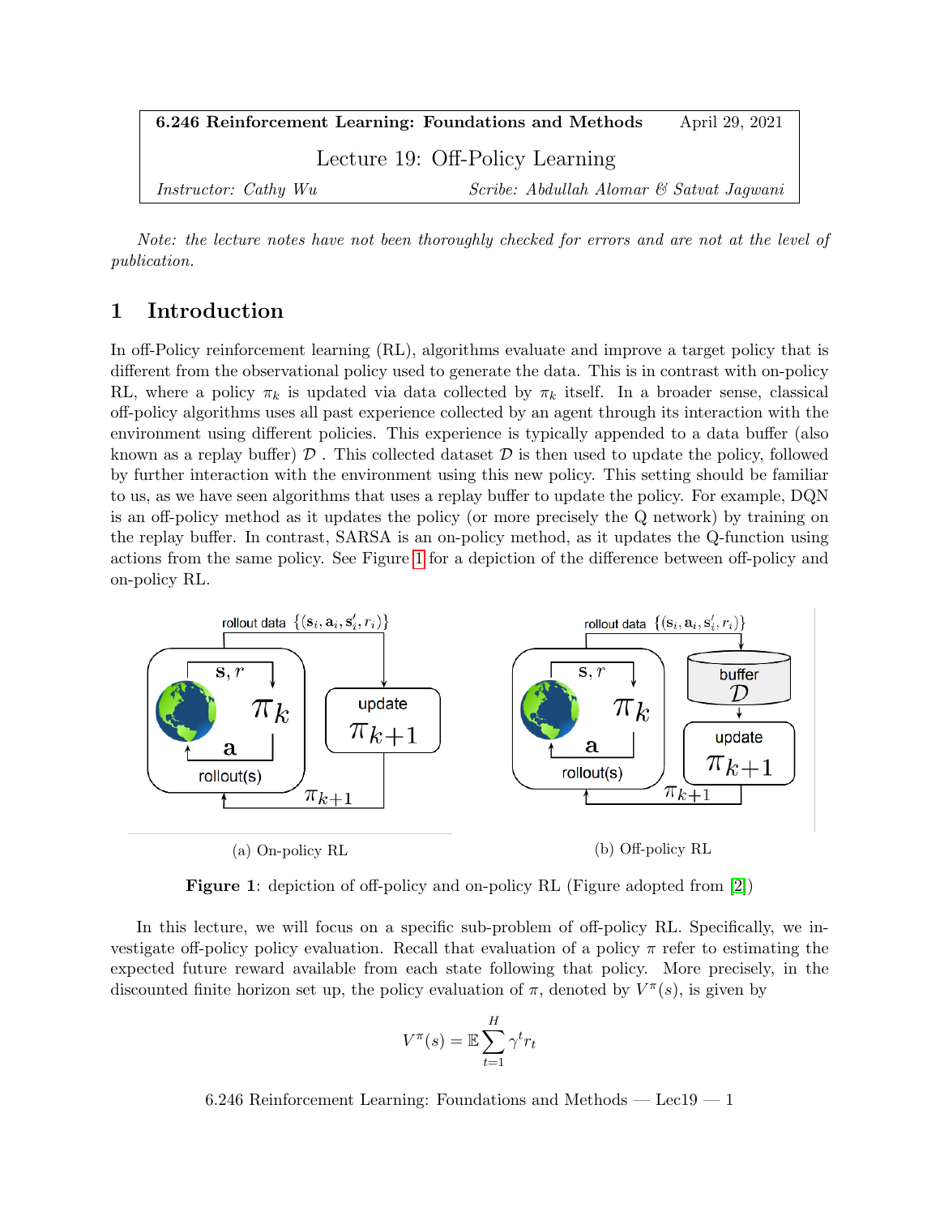| 6.246 Reinforcement Learning: Foundations and Methods | April 29, 2021 |
| --- | --- |
| Lecture 19: Off-Policy Learning | |
| *Instructor: Cathy Wu* | *Scribe: Abdullah Alomar & Satvat Jagwani* |

*Note: the lecture notes have not been thoroughly checked for errors and are not at the level of publication.*

## 1 Introduction

In off-Policy reinforcement learning (RL), algorithms evaluate and improve a target policy that is different from the observational policy used to generate the data. This is in contrast with on-policy RL, where a policy $\pi_k$ is updated via data collected by $\pi_k$ itself. In a broader sense, classical off-policy algorithms uses all past experience collected by an agent through its interaction with the environment using different policies. This experience is typically appended to a data buffer (also known as a replay buffer) $\mathcal{D}$ . This collected dataset $\mathcal{D}$ is then used to update the policy, followed by further interaction with the environment using this new policy. This setting should be familiar to us, as we have seen algorithms that uses a replay buffer to update the policy. For example, DQN is an off-policy method as it updates the policy (or more precisely the Q network) by training on the replay buffer. In contrast, SARSA is an on-policy method, as it updates the Q-function using actions from the same policy. See Figure 1 for a depiction of the difference between off-policy and on-policy RL.

(a) On-policy RL

(b) Off-policy RL

**Figure 1**: depiction of off-policy and on-policy RL (Figure adopted from [2])

In this lecture, we will focus on a specific sub-problem of off-policy RL. Specifically, we investigate off-policy policy evaluation. Recall that evaluation of a policy $\pi$ refer to estimating the expected future reward available from each state following that policy. More precisely, in the discounted finite horizon set up, the policy evaluation of $\pi$, denoted by $V^\pi(s)$, is given by

$$V^\pi(s) = \mathbb{E} \sum_{t=1}^{H} \gamma^t r_t$$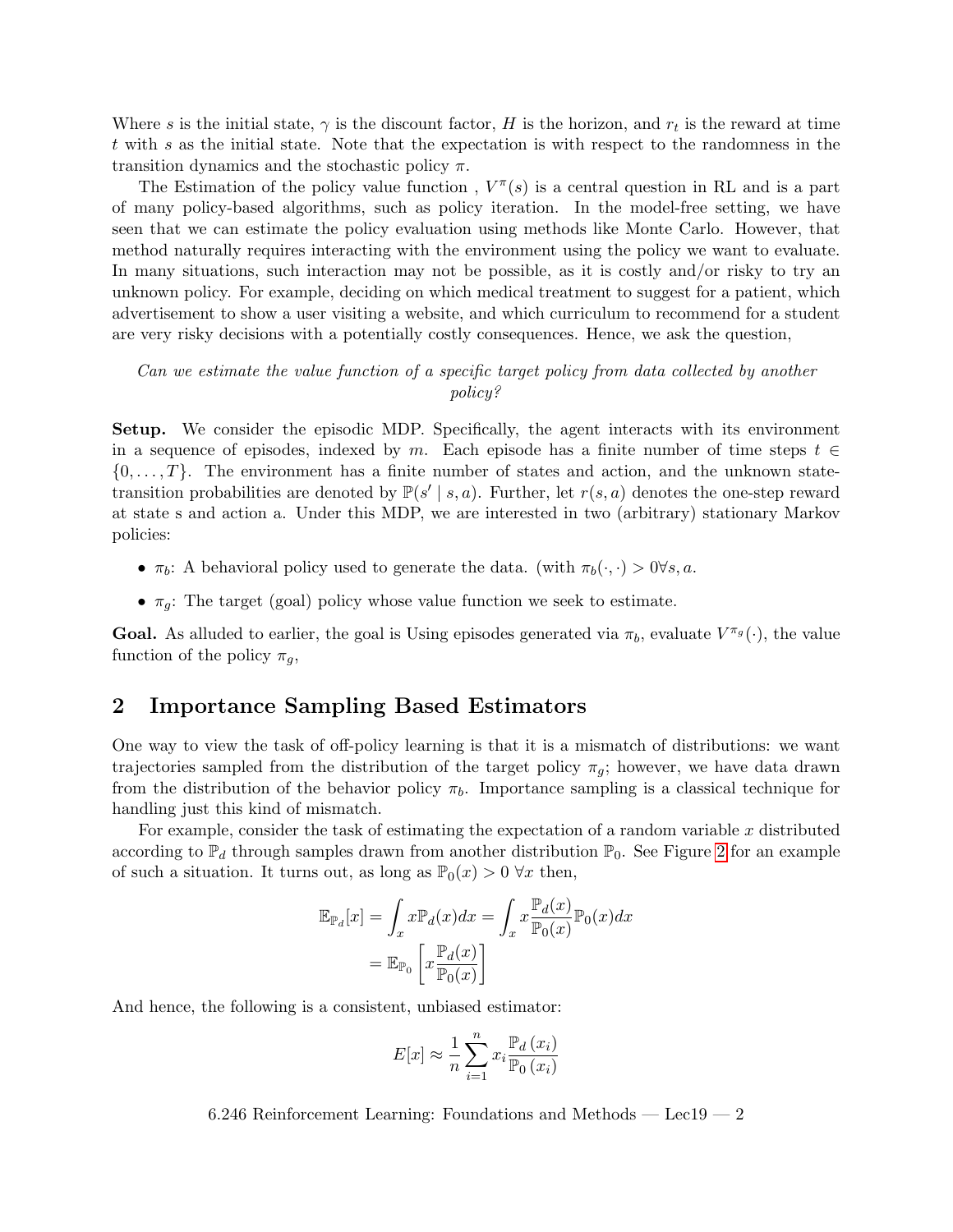Where $s$ is the initial state, $\gamma$ is the discount factor, $H$ is the horizon, and $r_t$ is the reward at time $t$ with $s$ as the initial state. Note that the expectation is with respect to the randomness in the transition dynamics and the stochastic policy $\pi$.

The Estimation of the policy value function , $V^{\pi}(s)$ is a central question in RL and is a part of many policy-based algorithms, such as policy iteration. In the model-free setting, we have seen that we can estimate the policy evaluation using methods like Monte Carlo. However, that method naturally requires interacting with the environment using the policy we want to evaluate. In many situations, such interaction may not be possible, as it is costly and/or risky to try an unknown policy. For example, deciding on which medical treatment to suggest for a patient, which advertisement to show a user visiting a website, and which curriculum to recommend for a student are very risky decisions with a potentially costly consequences. Hence, we ask the question,

*Can we estimate the value function of a specific target policy from data collected by another policy?*

**Setup.** We consider the episodic MDP. Specifically, the agent interacts with its environment in a sequence of episodes, indexed by $m$. Each episode has a finite number of time steps $t \in \{0, \ldots, T\}$. The environment has a finite number of states and action, and the unknown state-transition probabilities are denoted by $\mathbb{P}(s' \mid s, a)$. Further, let $r(s, a)$ denotes the one-step reward at state s and action a. Under this MDP, we are interested in two (arbitrary) stationary Markov policies:

- $\pi_b$: A behavioral policy used to generate the data. (with $\pi_b(\cdot, \cdot) > 0 \forall s, a$.
- $\pi_g$: The target (goal) policy whose value function we seek to estimate.

**Goal.** As alluded to earlier, the goal is Using episodes generated via $\pi_b$, evaluate $V^{\pi_g}(\cdot)$, the value function of the policy $\pi_g$,

## 2 Importance Sampling Based Estimators

One way to view the task of off-policy learning is that it is a mismatch of distributions: we want trajectories sampled from the distribution of the target policy $\pi_g$; however, we have data drawn from the distribution of the behavior policy $\pi_b$. Importance sampling is a classical technique for handling just this kind of mismatch.

For example, consider the task of estimating the expectation of a random variable $x$ distributed according to $\mathbb{P}_d$ through samples drawn from another distribution $\mathbb{P}_0$. See Figure 2 for an example of such a situation. It turns out, as long as $\mathbb{P}_0(x) > 0 \ \forall x$ then,

$$
\begin{aligned}
\mathbb{E}_{\mathbb{P}_d}[x] &= \int_x x \mathbb{P}_d(x) dx = \int_x x \frac{\mathbb{P}_d(x)}{\mathbb{P}_0(x)} \mathbb{P}_0(x) dx \\
&= \mathbb{E}_{\mathbb{P}_0}\left[ x \frac{\mathbb{P}_d(x)}{\mathbb{P}_0(x)} \right]
\end{aligned}
$$

And hence, the following is a consistent, unbiased estimator:

$$
E[x] \approx \frac{1}{n} \sum_{i=1}^{n} x_i \frac{\mathbb{P}_d(x_i)}{\mathbb{P}_0(x_i)}
$$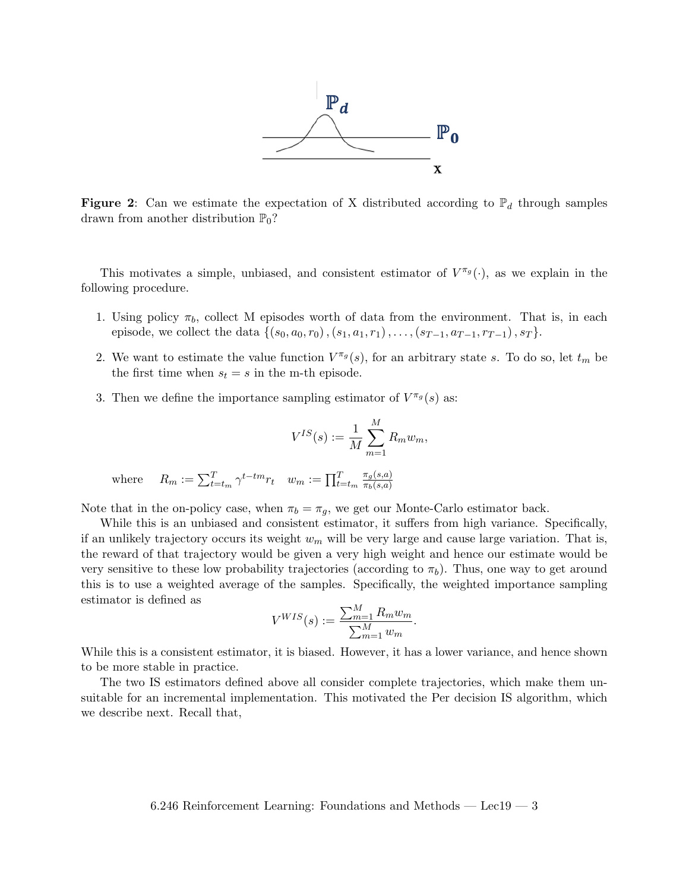**Figure 2**: Can we estimate the expectation of X distributed according to $\mathbb{P}_d$ through samples drawn from another distribution $\mathbb{P}_0$?

This motivates a simple, unbiased, and consistent estimator of $V^{\pi_g}(\cdot)$, as we explain in the following procedure.

1. Using policy $\pi_b$, collect M episodes worth of data from the environment. That is, in each episode, we collect the data $\{(s_0, a_0, r_0), (s_1, a_1, r_1), \ldots, (s_{T-1}, a_{T-1}, r_{T-1}), s_T\}$.
2. We want to estimate the value function $V^{\pi_g}(s)$, for an arbitrary state $s$. To do so, let $t_m$ be the first time when $s_t = s$ in the m-th episode.
3. Then we define the importance sampling estimator of $V^{\pi_g}(s)$ as:

$$V^{IS}(s) := \frac{1}{M} \sum_{m=1}^{M} R_m w_m,$$

where $\quad R_m := \sum_{t=t_m}^{T} \gamma^{t-tm} r_t \quad w_m := \prod_{t=t_m}^{T} \frac{\pi_g(s,a)}{\pi_b(s,a)}$

Note that in the on-policy case, when $\pi_b = \pi_g$, we get our Monte-Carlo estimator back.

While this is an unbiased and consistent estimator, it suffers from high variance. Specifically, if an unlikely trajectory occurs its weight $w_m$ will be very large and cause large variation. That is, the reward of that trajectory would be given a very high weight and hence our estimate would be very sensitive to these low probability trajectories (according to $\pi_b$). Thus, one way to get around this is to use a weighted average of the samples. Specifically, the weighted importance sampling estimator is defined as

$$V^{WIS}(s) := \frac{\sum_{m=1}^{M} R_m w_m}{\sum_{m=1}^{M} w_m}.$$

While this is a consistent estimator, it is biased. However, it has a lower variance, and hence shown to be more stable in practice.

The two IS estimators defined above all consider complete trajectories, which make them unsuitable for an incremental implementation. This motivated the Per decision IS algorithm, which we describe next. Recall that,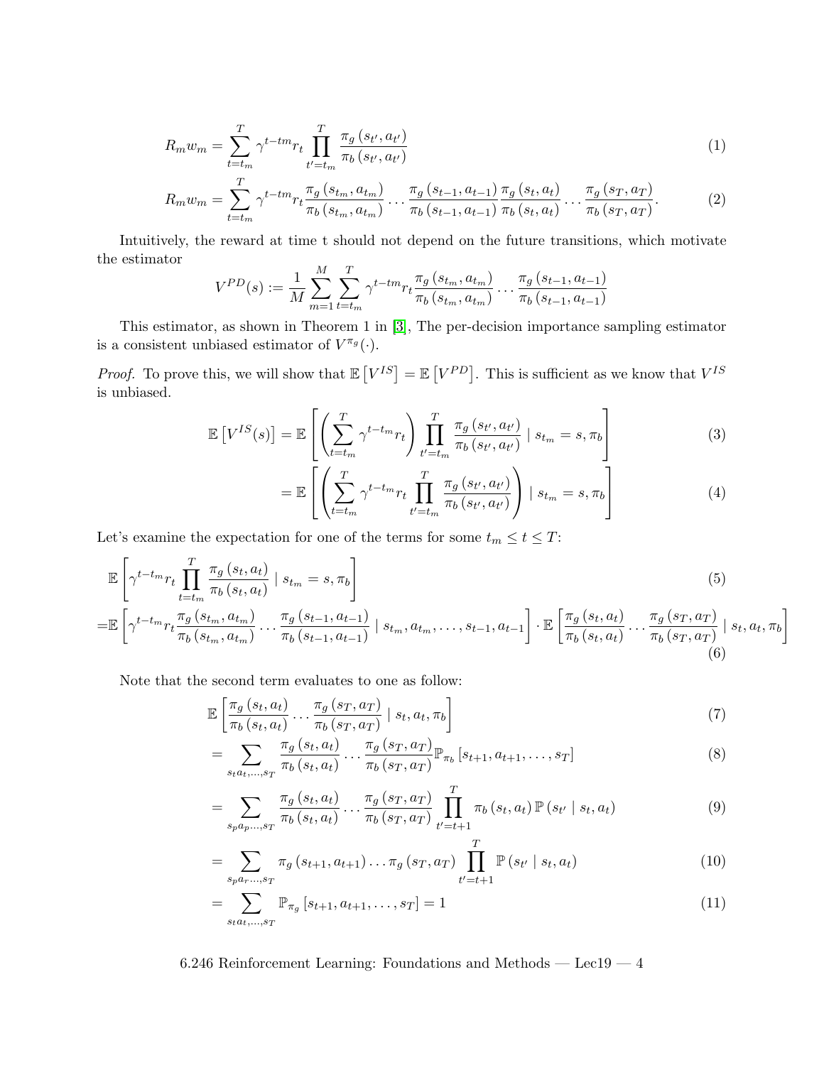$$R_m w_m = \sum_{t=t_m}^{T} \gamma^{t-tm} r_t \prod_{t'=t_m}^{T} \frac{\pi_g(s_{t'}, a_{t'})}{\pi_b(s_{t'}, a_{t'})} \tag{1}$$

$$R_m w_m = \sum_{t=t_m}^{T} \gamma^{t-tm} r_t \frac{\pi_g(s_{t_m}, a_{t_m})}{\pi_b(s_{t_m}, a_{t_m})} \cdots \frac{\pi_g(s_{t-1}, a_{t-1})}{\pi_b(s_{t-1}, a_{t-1})} \frac{\pi_g(s_t, a_t)}{\pi_b(s_t, a_t)} \cdots \frac{\pi_g(s_T, a_T)}{\pi_b(s_T, a_T)}. \tag{2}$$

Intuitively, the reward at time t should not depend on the future transitions, which motivate the estimator

$$V^{PD}(s) := \frac{1}{M} \sum_{m=1}^{M} \sum_{t=t_m}^{T} \gamma^{t-tm} r_t \frac{\pi_g(s_{t_m}, a_{t_m})}{\pi_b(s_{t_m}, a_{t_m})} \cdots \frac{\pi_g(s_{t-1}, a_{t-1})}{\pi_b(s_{t-1}, a_{t-1})}$$

This estimator, as shown in Theorem 1 in [3], The per-decision importance sampling estimator is a consistent unbiased estimator of $V^{\pi_g}(\cdot)$.

*Proof.* To prove this, we will show that $\mathbb{E}\left[V^{IS}\right] = \mathbb{E}\left[V^{PD}\right]$. This is sufficient as we know that $V^{IS}$ is unbiased.

$$\mathbb{E}\left[V^{IS}(s)\right] = \mathbb{E}\left[\left(\sum_{t=t_m}^{T} \gamma^{t-t_m} r_t\right) \prod_{t'=t_m}^{T} \frac{\pi_g(s_{t'}, a_{t'})}{\pi_b(s_{t'}, a_{t'})} \mid s_{t_m} = s, \pi_b\right] \tag{3}$$

$$= \mathbb{E}\left[\left(\sum_{t=t_m}^{T} \gamma^{t-t_m} r_t \prod_{t'=t_m}^{T} \frac{\pi_g(s_{t'}, a_{t'})}{\pi_b(s_{t'}, a_{t'})}\right) \mid s_{t_m} = s, \pi_b\right] \tag{4}$$

Let's examine the expectation for one of the terms for some $t_m \leq t \leq T$:

$$\mathbb{E}\left[\gamma^{t-t_m} r_t \prod_{t=t_m}^{T} \frac{\pi_g(s_t, a_t)}{\pi_b(s_t, a_t)} \mid s_{t_m} = s, \pi_b\right] \tag{5}$$

$$= \mathbb{E}\left[\gamma^{t-t_m} r_t \frac{\pi_g(s_{t_m}, a_{t_m})}{\pi_b(s_{t_m}, a_{t_m})} \cdots \frac{\pi_g(s_{t-1}, a_{t-1})}{\pi_b(s_{t-1}, a_{t-1})} \mid s_{t_m}, a_{t_m}, \ldots, s_{t-1}, a_{t-1}\right] \cdot \mathbb{E}\left[\frac{\pi_g(s_t, a_t)}{\pi_b(s_t, a_t)} \cdots \frac{\pi_g(s_T, a_T)}{\pi_b(s_T, a_T)} \mid s_t, a_t, \pi_b\right] \tag{6}$$

Note that the second term evaluates to one as follow:

$$\mathbb{E}\left[\frac{\pi_g(s_t, a_t)}{\pi_b(s_t, a_t)} \cdots \frac{\pi_g(s_T, a_T)}{\pi_b(s_T, a_T)} \mid s_t, a_t, \pi_b\right] \tag{7}$$

$$= \sum_{s_t a_t, \ldots, s_T} \frac{\pi_g(s_t, a_t)}{\pi_b(s_t, a_t)} \cdots \frac{\pi_g(s_T, a_T)}{\pi_b(s_T, a_T)} \mathbb{P}_{\pi_b}\left[s_{t+1}, a_{t+1}, \ldots, s_T\right] \tag{8}$$

$$= \sum_{s_p a_p \ldots, s_T} \frac{\pi_g(s_t, a_t)}{\pi_b(s_t, a_t)} \cdots \frac{\pi_g(s_T, a_T)}{\pi_b(s_T, a_T)} \prod_{t'=t+1}^{T} \pi_b(s_t, a_t) \mathbb{P}(s_{t'} \mid s_t, a_t) \tag{9}$$

$$= \sum_{s_p a_r \ldots, s_T} \pi_g(s_{t+1}, a_{t+1}) \ldots \pi_g(s_T, a_T) \prod_{t'=t+1}^{T} \mathbb{P}(s_{t'} \mid s_t, a_t) \tag{10}$$

$$= \sum_{s_t a_t, \ldots, s_T} \mathbb{P}_{\pi_g}\left[s_{t+1}, a_{t+1}, \ldots, s_T\right] = 1 \tag{11}$$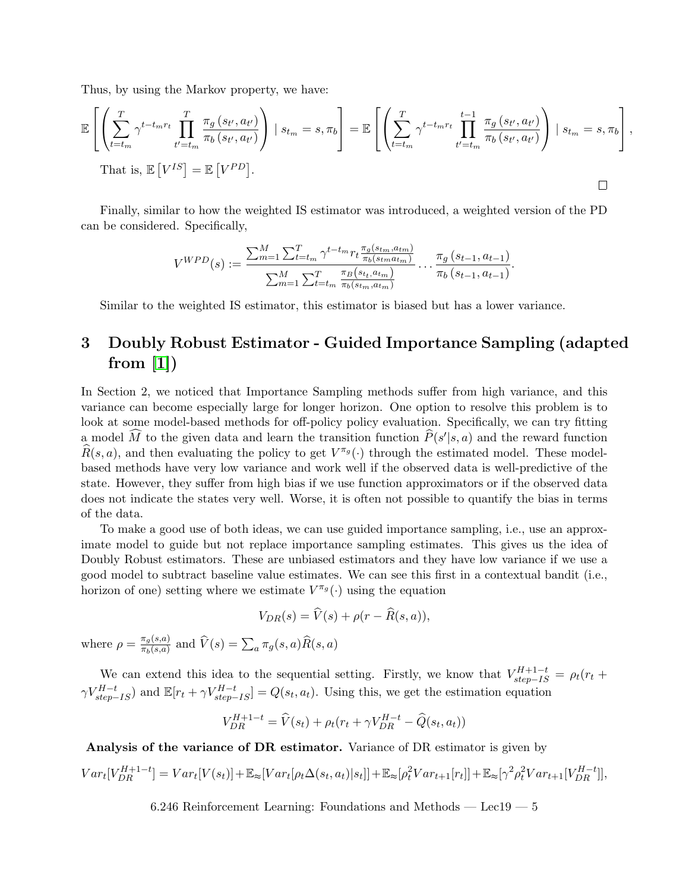Thus, by using the Markov property, we have:

$$\mathbb{E}\left[\left(\sum_{t=t_m}^{T} \gamma^{t-t_m r_t} \prod_{t'=t_m}^{T} \frac{\pi_g\left(s_{t'}, a_{t'}\right)}{\pi_b\left(s_{t'}, a_{t'}\right)}\right) \mid s_{t_m} = s, \pi_b\right] = \mathbb{E}\left[\left(\sum_{t=t_m}^{T} \gamma^{t-t_m r_t} \prod_{t'=t_m}^{t-1} \frac{\pi_g\left(s_{t'}, a_{t'}\right)}{\pi_b\left(s_{t'}, a_{t'}\right)}\right) \mid s_{t_m} = s, \pi_b\right],$$

That is, $\mathbb{E}\left[V^{IS}\right] = \mathbb{E}\left[V^{PD}\right]$.

□

Finally, similar to how the weighted IS estimator was introduced, a weighted version of the PD can be considered. Specifically,

$$V^{WPD}(s) := \frac{\sum_{m=1}^{M} \sum_{t=t_m}^{T} \gamma^{t-t_m} r_t \frac{\pi_g(s_{tm}, a_{tm})}{\pi_b(s_{tm} a_{tm})}}{\sum_{m=1}^{M} \sum_{t=t_m}^{T} \frac{\pi_B(s_{t_t}, a_{tm})}{\pi_b(s_{tm}, a_{tm})}} \cdots \frac{\pi_g\left(s_{t-1}, a_{t-1}\right)}{\pi_b\left(s_{t-1}, a_{t-1}\right)}.$$

Similar to the weighted IS estimator, this estimator is biased but has a lower variance.

## 3 Doubly Robust Estimator - Guided Importance Sampling (adapted from [1])

In Section 2, we noticed that Importance Sampling methods suffer from high variance, and this variance can become especially large for longer horizon. One option to resolve this problem is to look at some model-based methods for off-policy policy evaluation. Specifically, we can try fitting a model $\widehat{M}$ to the given data and learn the transition function $\widehat{P}(s'|s, a)$ and the reward function $\widehat{R}(s, a)$, and then evaluating the policy to get $V^{\pi_g}(\cdot)$ through the estimated model. These model-based methods have very low variance and work well if the observed data is well-predictive of the state. However, they suffer from high bias if we use function approximators or if the observed data does not indicate the states very well. Worse, it is often not possible to quantify the bias in terms of the data.

To make a good use of both ideas, we can use guided importance sampling, i.e., use an approximate model to guide but not replace importance sampling estimates. This gives us the idea of Doubly Robust estimators. These are unbiased estimators and they have low variance if we use a good model to subtract baseline value estimates. We can see this first in a contextual bandit (i.e., horizon of one) setting where we estimate $V^{\pi_g}(\cdot)$ using the equation

$$V_{DR}(s) = \widehat{V}(s) + \rho(r - \widehat{R}(s, a)),$$

where $\rho = \frac{\pi_g(s,a)}{\pi_b(s,a)}$ and $\widehat{V}(s) = \sum_a \pi_g(s, a)\widehat{R}(s, a)$

We can extend this idea to the sequential setting. Firstly, we know that $V_{step-IS}^{H+1-t} = \rho_t(r_t + \gamma V_{step-IS}^{H-t})$ and $\mathbb{E}[r_t + \gamma V_{step-IS}^{H-t}] = Q(s_t, a_t)$. Using this, we get the estimation equation

$$V_{DR}^{H+1-t} = \widehat{V}(s_t) + \rho_t(r_t + \gamma V_{DR}^{H-t} - \widehat{Q}(s_t, a_t))$$

**Analysis of the variance of DR estimator.** Variance of DR estimator is given by

$$Var_t[V_{DR}^{H+1-t}] = Var_t[V(s_t)] + \mathbb{E}_{\approx}[Var_t[\rho_t \Delta(s_t, a_t)|s_t]] + \mathbb{E}_{\approx}[\rho_t^2 Var_{t+1}[r_t]] + \mathbb{E}_{\approx}[\gamma^2 \rho_t^2 Var_{t+1}[V_{DR}^{H-t}]],$$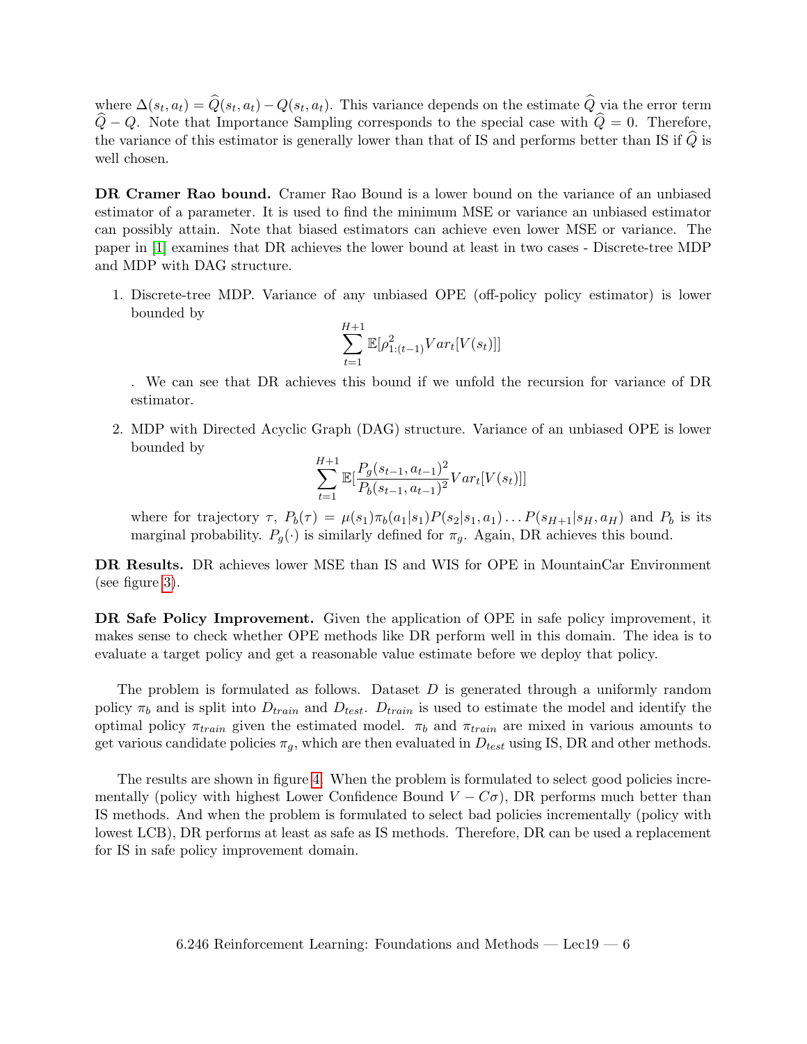where $\Delta(s_t, a_t) = \widehat{Q}(s_t, a_t) - Q(s_t, a_t)$. This variance depends on the estimate $\widehat{Q}$ via the error term $\widehat{Q} - Q$. Note that Importance Sampling corresponds to the special case with $\widehat{Q} = 0$. Therefore, the variance of this estimator is generally lower than that of IS and performs better than IS if $\widehat{Q}$ is well chosen.

**DR Cramer Rao bound.** Cramer Rao Bound is a lower bound on the variance of an unbiased estimator of a parameter. It is used to find the minimum MSE or variance an unbiased estimator can possibly attain. Note that biased estimators can achieve even lower MSE or variance. The paper in [1] examines that DR achieves the lower bound at least in two cases - Discrete-tree MDP and MDP with DAG structure.

1. Discrete-tree MDP. Variance of any unbiased OPE (off-policy policy estimator) is lower bounded by
$$\sum_{t=1}^{H+1} \mathbb{E}[\rho_{1:(t-1)}^2 Var_t[V(s_t)]]$$
. We can see that DR achieves this bound if we unfold the recursion for variance of DR estimator.

2. MDP with Directed Acyclic Graph (DAG) structure. Variance of an unbiased OPE is lower bounded by
$$\sum_{t=1}^{H+1} \mathbb{E}[\frac{P_g(s_{t-1}, a_{t-1})^2}{P_b(s_{t-1}, a_{t-1})^2} Var_t[V(s_t)]]$$
where for trajectory $\tau$, $P_b(\tau) = \mu(s_1)\pi_b(a_1|s_1)P(s_2|s_1, a_1)\dots P(s_{H+1}|s_H, a_H)$ and $P_b$ is its marginal probability. $P_g(\cdot)$ is similarly defined for $\pi_g$. Again, DR achieves this bound.

**DR Results.** DR achieves lower MSE than IS and WIS for OPE in MountainCar Environment (see figure 3).

**DR Safe Policy Improvement.** Given the application of OPE in safe policy improvement, it makes sense to check whether OPE methods like DR perform well in this domain. The idea is to evaluate a target policy and get a reasonable value estimate before we deploy that policy.

The problem is formulated as follows. Dataset $D$ is generated through a uniformly random policy $\pi_b$ and is split into $D_{train}$ and $D_{test}$. $D_{train}$ is used to estimate the model and identify the optimal policy $\pi_{train}$ given the estimated model. $\pi_b$ and $\pi_{train}$ are mixed in various amounts to get various candidate policies $\pi_g$, which are then evaluated in $D_{test}$ using IS, DR and other methods.

The results are shown in figure 4. When the problem is formulated to select good policies incrementally (policy with highest Lower Confidence Bound $V - C\sigma$), DR performs much better than IS methods. And when the problem is formulated to select bad policies incrementally (policy with lowest LCB), DR performs at least as safe as IS methods. Therefore, DR can be used a replacement for IS in safe policy improvement domain.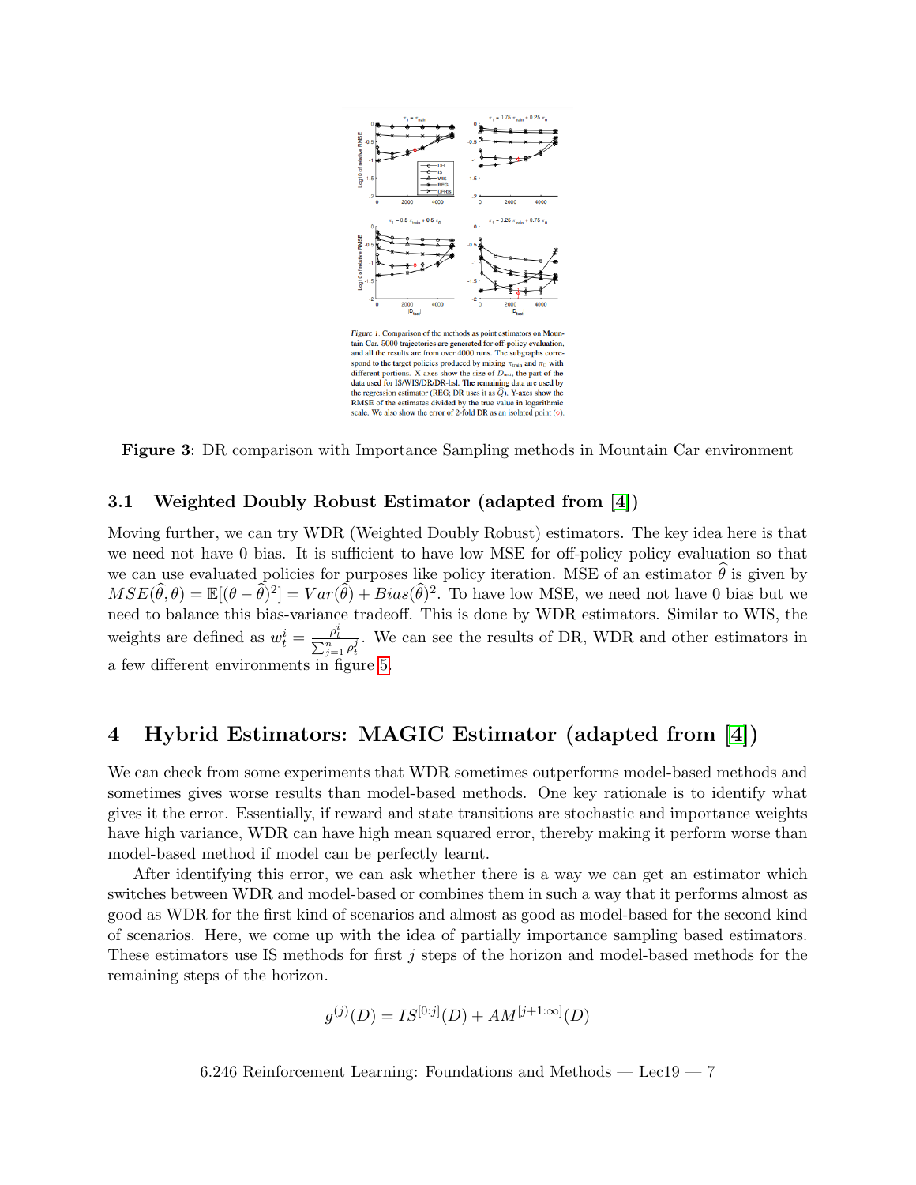Figure 1. Comparison of the methods as point estimators on Mountain Car. 5000 trajectories are generated for off-policy evaluation, and all the results are from over 4000 runs. The subgraphs correspond to the target policies produced by mixing $\widehat{\pi}_{train}$ and $\pi_0$ with different portions. X-axes show the size of $D_{test}$, the part of the data used for IS/WIS/DR/DR-bsl. The remaining data are used by the regression estimator (REG; DR uses it as $\widehat{Q}$). Y-axes show the RMSE of the estimates divided by the true value in logarithmic scale. We also show the error of 2-fold DR as an isolated point (∘).

**Figure 3**: DR comparison with Importance Sampling methods in Mountain Car environment

### 3.1 Weighted Doubly Robust Estimator (adapted from [4])

Moving further, we can try WDR (Weighted Doubly Robust) estimators. The key idea here is that we need not have 0 bias. It is sufficient to have low MSE for off-policy policy evaluation so that we can use evaluated policies for purposes like policy iteration. MSE of an estimator $\widehat{\theta}$ is given by $MSE(\widehat{\theta}, \theta) = \mathbb{E}[(\theta - \widehat{\theta})^2] = Var(\widehat{\theta}) + Bias(\widehat{\theta})^2$. To have low MSE, we need not have 0 bias but we need to balance this bias-variance tradeoff. This is done by WDR estimators. Similar to WIS, the weights are defined as $w_t^i = \frac{\rho_t^i}{\sum_{j=1}^{n} \rho_t^j}$. We can see the results of DR, WDR and other estimators in a few different environments in figure 5.

## 4 Hybrid Estimators: MAGIC Estimator (adapted from [4])

We can check from some experiments that WDR sometimes outperforms model-based methods and sometimes gives worse results than model-based methods. One key rationale is to identify what gives it the error. Essentially, if reward and state transitions are stochastic and importance weights have high variance, WDR can have high mean squared error, thereby making it perform worse than model-based method if model can be perfectly learnt.

After identifying this error, we can ask whether there is a way we can get an estimator which switches between WDR and model-based or combines them in such a way that it performs almost as good as WDR for the first kind of scenarios and almost as good as model-based for the second kind of scenarios. Here, we come up with the idea of partially importance sampling based estimators. These estimators use IS methods for first $j$ steps of the horizon and model-based methods for the remaining steps of the horizon.

$$g^{(j)}(D) = IS^{[0:j]}(D) + AM^{[j+1:\infty]}(D)$$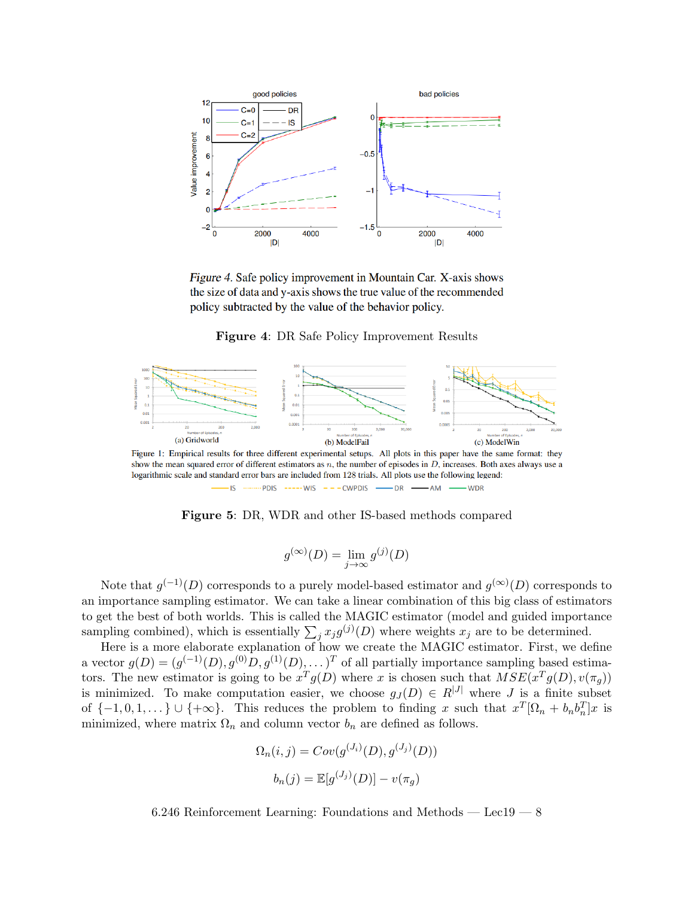Figure 4. Safe policy improvement in Mountain Car. X-axis shows the size of data and y-axis shows the true value of the recommended policy subtracted by the value of the behavior policy.

**Figure 4**: DR Safe Policy Improvement Results

Figure 1: Empirical results for three different experimental setups. All plots in this paper have the same format: they show the mean squared error of different estimators as $n$, the number of episodes in $D$, increases. Both axes always use a logarithmic scale and standard error bars are included from 128 trials. All plots use the following legend:

**Figure 5**: DR, WDR and other IS-based methods compared

$$g^{(\infty)}(D) = \lim_{j \to \infty} g^{(j)}(D)$$

Note that $g^{(-1)}(D)$ corresponds to a purely model-based estimator and $g^{(\infty)}(D)$ corresponds to an importance sampling estimator. We can take a linear combination of this big class of estimators to get the best of both worlds. This is called the MAGIC estimator (model and guided importance sampling combined), which is essentially $\sum_j x_j g^{(j)}(D)$ where weights $x_j$ are to be determined.

Here is a more elaborate explanation of how we create the MAGIC estimator. First, we define a vector $g(D) = (g^{(-1)}(D), g^{(0)}D, g^{(1)}(D), \dots)^T$ of all partially importance sampling based estimators. The new estimator is going to be $x^T g(D)$ where $x$ is chosen such that $MSE(x^T g(D), v(\pi_g))$ is minimized. To make computation easier, we choose $g_J(D) \in R^{|J|}$ where $J$ is a finite subset of $\{-1, 0, 1, \dots\} \cup \{+\infty\}$. This reduces the problem to finding $x$ such that $x^T[\Omega_n + b_n b_n^T]x$ is minimized, where matrix $\Omega_n$ and column vector $b_n$ are defined as follows.

$$\Omega_n(i, j) = Cov(g^{(J_i)}(D), g^{(J_j)}(D))$$

$$b_n(j) = \mathbb{E}[g^{(J_j)}(D)] - v(\pi_g)$$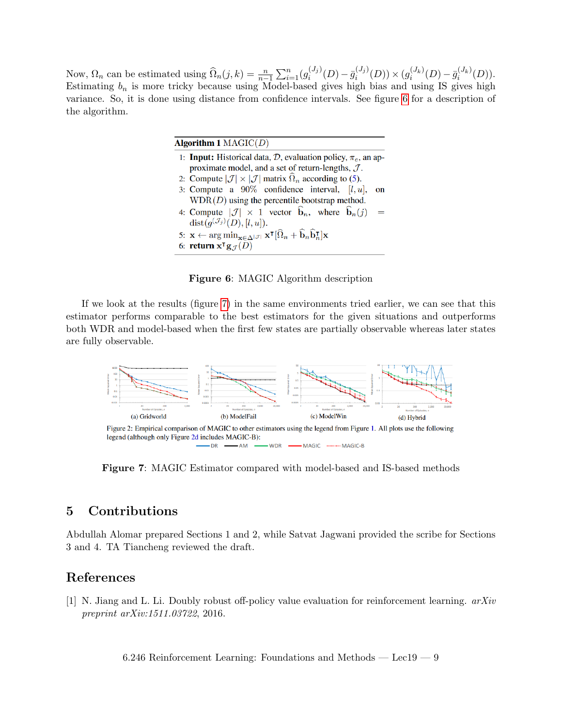Now, $\Omega_n$ can be estimated using $\widehat{\Omega}_n(j,k) = \frac{n}{n-1}\sum_{i=1}^{n}(g_i^{(J_j)}(D) - \bar{g}_i^{(J_j)}(D)) \times (g_i^{(J_k)}(D) - \bar{g}_i^{(J_k)}(D))$. Estimating $b_n$ is more tricky because using Model-based gives high bias and using IS gives high variance. So, it is done using distance from confidence intervals. See figure 6 for a description of the algorithm.

**Algorithm 1** MAGIC($D$)

1: **Input:** Historical data, $\mathcal{D}$, evaluation policy, $\pi_e$, an approximate model, and a set of return-lengths, $\mathcal{J}$.
2: Compute $|\mathcal{J}| \times |\mathcal{J}|$ matrix $\widehat{\Omega}_n$ according to (5).
3: Compute a 90% confidence interval, $[l, u]$, on WDR($D$) using the percentile bootstrap method.
4: Compute $|\mathcal{J}| \times 1$ vector $\widehat{\mathbf{b}}_n$, where $\widehat{\mathbf{b}}_n(j) = \text{dist}(g^{(\mathcal{J}_j)}(D), [l, u])$.
5: $\mathbf{x} \leftarrow \arg\min_{\mathbf{x} \in \Delta^{|\mathcal{J}|}} \mathbf{x}^\intercal [\widehat{\Omega}_n + \widehat{\mathbf{b}}_n \widehat{\mathbf{b}}_n^\intercal] \mathbf{x}$
6: **return** $\mathbf{x}^\intercal \mathbf{g}_{\mathcal{J}}(D)$

**Figure 6**: MAGIC Algorithm description

If we look at the results (figure 7) in the same environments tried earlier, we can see that this estimator performs comparable to the best estimators for the given situations and outperforms both WDR and model-based when the first few states are partially observable whereas later states are fully observable.

(a) Gridworld (b) ModelFail (c) ModelWin (d) Hybrid

Figure 2: Empirical comparison of MAGIC to other estimators using the legend from Figure 1. All plots use the following legend (although only Figure 2d includes MAGIC-B): DR, AM, WDR, MAGIC, MAGIC-B

**Figure 7**: MAGIC Estimator compared with model-based and IS-based methods

## 5 Contributions

Abdullah Alomar prepared Sections 1 and 2, while Satvat Jagwani provided the scribe for Sections 3 and 4. TA Tiancheng reviewed the draft.

## References

[1] N. Jiang and L. Li. Doubly robust off-policy value evaluation for reinforcement learning. *arXiv preprint arXiv:1511.03722*, 2016.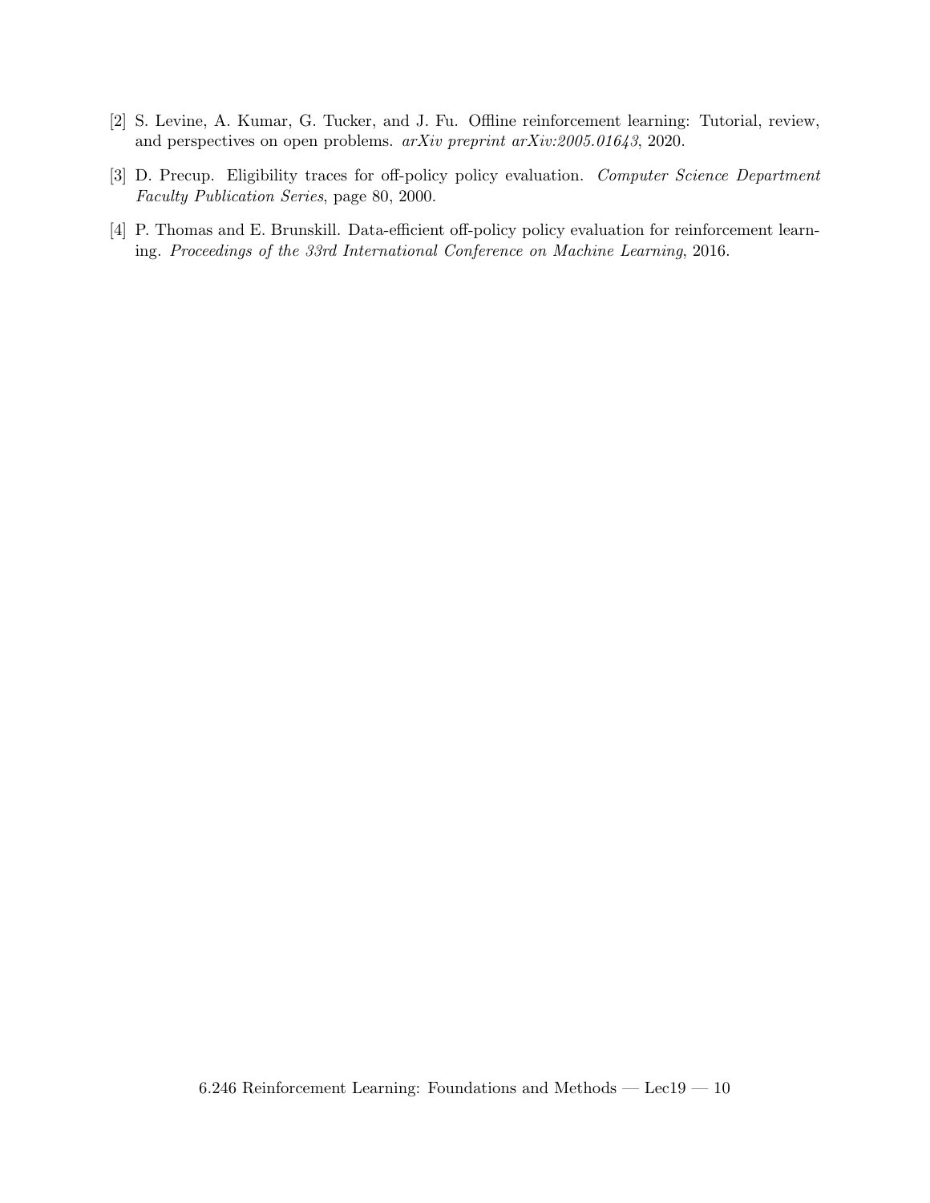[2] S. Levine, A. Kumar, G. Tucker, and J. Fu. Offline reinforcement learning: Tutorial, review, and perspectives on open problems. *arXiv preprint arXiv:2005.01643*, 2020.

[3] D. Precup. Eligibility traces for off-policy policy evaluation. *Computer Science Department Faculty Publication Series*, page 80, 2000.

[4] P. Thomas and E. Brunskill. Data-efficient off-policy policy evaluation for reinforcement learning. *Proceedings of the 33rd International Conference on Machine Learning*, 2016.